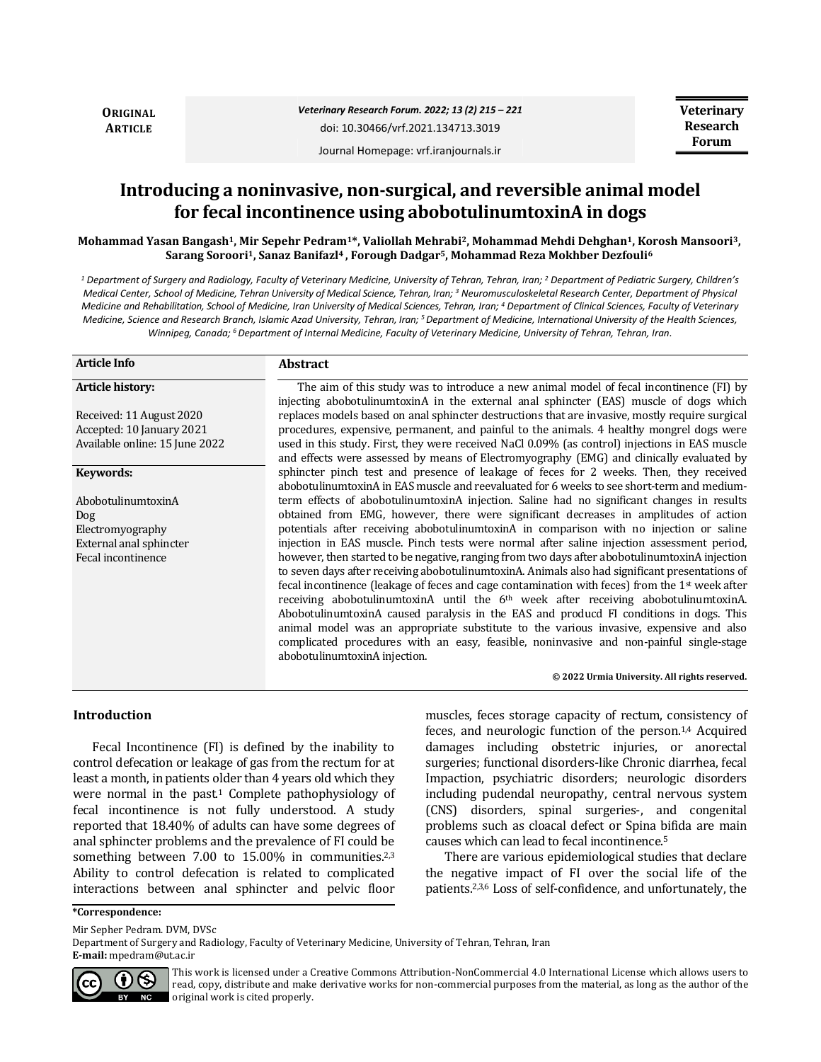**ORIGINAL ARTICLE**

Veterinary Research Forum. 2022; 13 (2) 215 – 221

doi: 10.30466/vrf.2021.134713.3019

Journal Homepage: vrf.iranjournals.ir

# Introducing a noninvasive, non-surgical, and reversible animal model for fecal incontinence using abobotulinumtoxinA in dogs

**Mohammad Yasan Bangash[1], Mir Sepehr Pedram[1*], Valiollah Mehrabi[2], Mohammad Mehdi Dehghan[1], Korosh Mansoori[3], Sarang Soroori[1], Sanaz Banifazl[4], Forough Dadgar[5], Mohammad Reza Mokhber Dezfouli[6]**

*[1] Department of Surgery and Radiology, Faculty of Veterinary Medicine, University of Tehran, Tehran, Iran; [2] Department of Pediatric Surgery, Children's Medical Center, School of Medicine, Tehran University of Medical Science, Tehran, Iran; [3] Neuromusculoskeletal Research Center, Department of Physical Medicine and Rehabilitation, School of Medicine, Iran University of Medical Sciences, Tehran, Iran; [4] Department of Clinical Sciences, Faculty of Veterinary Medicine, Science and Research Branch, Islamic Azad University, Tehran, Iran; [5] Department of Medicine, International University of the Health Sciences, Winnipeg, Canada; [6] Department of Internal Medicine, Faculty of Veterinary Medicine, University of Tehran, Tehran, Iran.*

**Article Info**

**Article history:**

Received: 11 August 2020
Accepted: 10 January 2021
Available online: 15 June 2022

**Keywords:**

AbobotulinumtoxinA
Dog
Electromyography
External anal sphincter
Fecal incontinence

## Abstract

The aim of this study was to introduce a new animal model of fecal incontinence (FI) by injecting abobotulinumtoxinA in the external anal sphincter (EAS) muscle of dogs which replaces models based on anal sphincter destructions that are invasive, mostly require surgical procedures, expensive, permanent, and painful to the animals. 4 healthy mongrel dogs were used in this study. First, they were received NaCl 0.09% (as control) injections in EAS muscle and effects were assessed by means of Electromyography (EMG) and clinically evaluated by sphincter pinch test and presence of leakage of feces for 2 weeks. Then, they received abobotulinumtoxinA in EAS muscle and reevaluated for 6 weeks to see short-term and medium-term effects of abobotulinumtoxinA injection. Saline had no significant changes in results obtained from EMG, however, there were significant decreases in amplitudes of action potentials after receiving abobotulinumtoxinA in comparison with no injection or saline injection in EAS muscle. Pinch tests were normal after saline injection assessment period, however, then started to be negative, ranging from two days after abobotulinumtoxinA injection to seven days after receiving abobotulinumtoxinA. Animals also had significant presentations of fecal incontinence (leakage of feces and cage contamination with feces) from the 1st week after receiving abobotulinumtoxinA until the 6th week after receiving abobotulinumtoxinA. AbobotulinumtoxinA caused paralysis in the EAS and producd FI conditions in dogs. This animal model was an appropriate substitute to the various invasive, expensive and also complicated procedures with an easy, feasible, noninvasive and non-painful single-stage abobotulinumtoxinA injection.

**© 2022 Urmia University. All rights reserved.**

## Introduction

Fecal Incontinence (FI) is defined by the inability to control defecation or leakage of gas from the rectum for at least a month, in patients older than 4 years old which they were normal in the past.[1] Complete pathophysiology of fecal incontinence is not fully understood. A study reported that 18.40% of adults can have some degrees of anal sphincter problems and the prevalence of FI could be something between 7.00 to 15.00% in communities.[2,3] Ability to control defecation is related to complicated interactions between anal sphincter and pelvic floor muscles, feces storage capacity of rectum, consistency of feces, and neurologic function of the person.[1,4] Acquired damages including obstetric injuries, or anorectal surgeries; functional disorders-like Chronic diarrhea, fecal Impaction, psychiatric disorders; neurologic disorders including pudendal neuropathy, central nervous system (CNS) disorders, spinal surgeries-, and congenital problems such as cloacal defect or Spina bifida are main causes which can lead to fecal incontinence.[5]

There are various epidemiological studies that declare the negative impact of FI over the social life of the patients.[2,3,6] Loss of self-confidence, and unfortunately, the

**\*Correspondence:**

Mir Sepher Pedram. DVM, DVSc
Department of Surgery and Radiology, Faculty of Veterinary Medicine, University of Tehran, Tehran, Iran
**E-mail:** mpedram@ut.ac.ir

This work is licensed under a Creative Commons Attribution-NonCommercial 4.0 International License which allows users to read, copy, distribute and make derivative works for non-commercial purposes from the material, as long as the author of the original work is cited properly.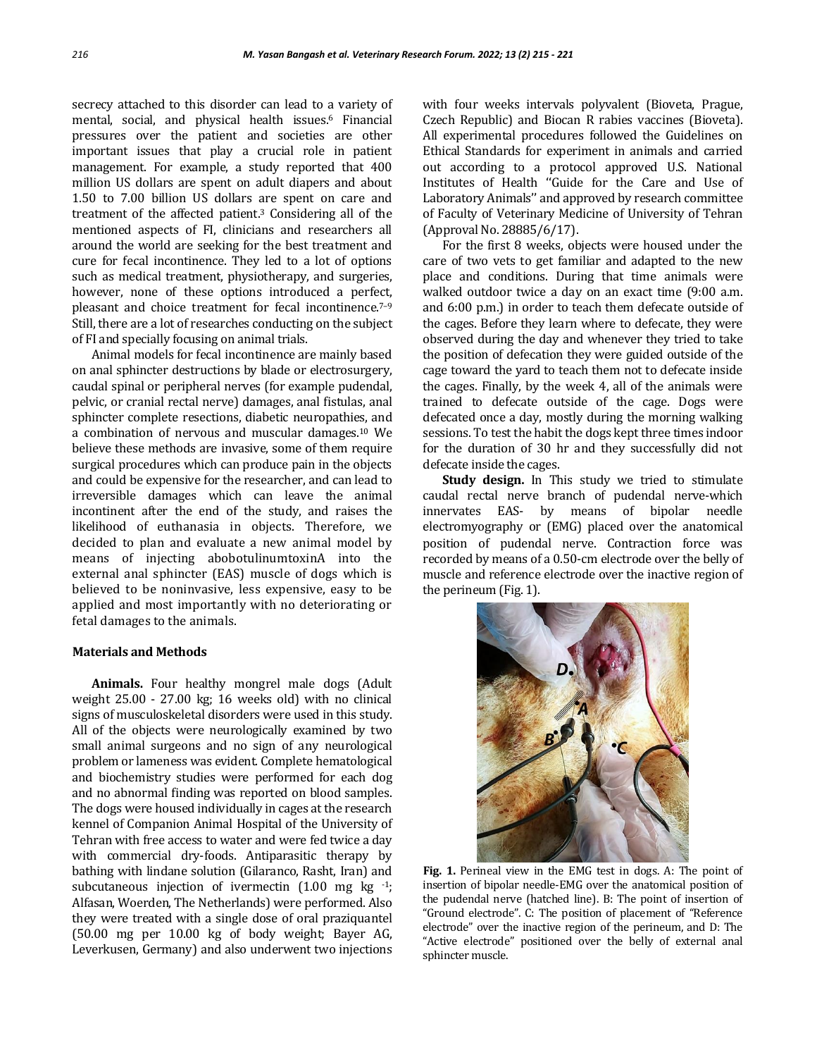secrecy attached to this disorder can lead to a variety of mental, social, and physical health issues.[6] Financial pressures over the patient and societies are other important issues that play a crucial role in patient management. For example, a study reported that 400 million US dollars are spent on adult diapers and about 1.50 to 7.00 billion US dollars are spent on care and treatment of the affected patient.[3] Considering all of the mentioned aspects of FI, clinicians and researchers all around the world are seeking for the best treatment and cure for fecal incontinence. They led to a lot of options such as medical treatment, physiotherapy, and surgeries, however, none of these options introduced a perfect, pleasant and choice treatment for fecal incontinence.[7–9] Still, there are a lot of researches conducting on the subject of FI and specially focusing on animal trials.

Animal models for fecal incontinence are mainly based on anal sphincter destructions by blade or electrosurgery, caudal spinal or peripheral nerves (for example pudendal, pelvic, or cranial rectal nerve) damages, anal fistulas, anal sphincter complete resections, diabetic neuropathies, and a combination of nervous and muscular damages.[10] We believe these methods are invasive, some of them require surgical procedures which can produce pain in the objects and could be expensive for the researcher, and can lead to irreversible damages which can leave the animal incontinent after the end of the study, and raises the likelihood of euthanasia in objects. Therefore, we decided to plan and evaluate a new animal model by means of injecting abobotulinumtoxinA into the external anal sphincter (EAS) muscle of dogs which is believed to be noninvasive, less expensive, easy to be applied and most importantly with no deteriorating or fetal damages to the animals.

## Materials and Methods

**Animals.** Four healthy mongrel male dogs (Adult weight 25.00 - 27.00 kg; 16 weeks old) with no clinical signs of musculoskeletal disorders were used in this study. All of the objects were neurologically examined by two small animal surgeons and no sign of any neurological problem or lameness was evident. Complete hematological and biochemistry studies were performed for each dog and no abnormal finding was reported on blood samples. The dogs were housed individually in cages at the research kennel of Companion Animal Hospital of the University of Tehran with free access to water and were fed twice a day with commercial dry-foods. Antiparasitic therapy by bathing with lindane solution (Gilaranco, Rasht, Iran) and subcutaneous injection of ivermectin (1.00 mg kg $^{-1}$; Alfasan, Woerden, The Netherlands) were performed. Also they were treated with a single dose of oral praziquantel (50.00 mg per 10.00 kg of body weight; Bayer AG, Leverkusen, Germany) and also underwent two injections with four weeks intervals polyvalent (Bioveta, Prague, Czech Republic) and Biocan R rabies vaccines (Bioveta). All experimental procedures followed the Guidelines on Ethical Standards for experiment in animals and carried out according to a protocol approved U.S. National Institutes of Health ''Guide for the Care and Use of Laboratory Animals'' and approved by research committee of Faculty of Veterinary Medicine of University of Tehran (Approval No. 28885/6/17).

For the first 8 weeks, objects were housed under the care of two vets to get familiar and adapted to the new place and conditions. During that time animals were walked outdoor twice a day on an exact time (9:00 a.m. and 6:00 p.m.) in order to teach them defecate outside of the cages. Before they learn where to defecate, they were observed during the day and whenever they tried to take the position of defecation they were guided outside of the cage toward the yard to teach them not to defecate inside the cages. Finally, by the week 4, all of the animals were trained to defecate outside of the cage. Dogs were defecated once a day, mostly during the morning walking sessions. To test the habit the dogs kept three times indoor for the duration of 30 hr and they successfully did not defecate inside the cages.

**Study design.** In This study we tried to stimulate caudal rectal nerve branch of pudendal nerve-which innervates EAS- by means of bipolar needle electromyography or (EMG) placed over the anatomical position of pudendal nerve. Contraction force was recorded by means of a 0.50-cm electrode over the belly of muscle and reference electrode over the inactive region of the perineum (Fig. 1).

**Fig. 1.** Perineal view in the EMG test in dogs. A: The point of insertion of bipolar needle-EMG over the anatomical position of the pudendal nerve (hatched line). B: The point of insertion of "Ground electrode". C: The position of placement of "Reference electrode" over the inactive region of the perineum, and D: The "Active electrode" positioned over the belly of external anal sphincter muscle.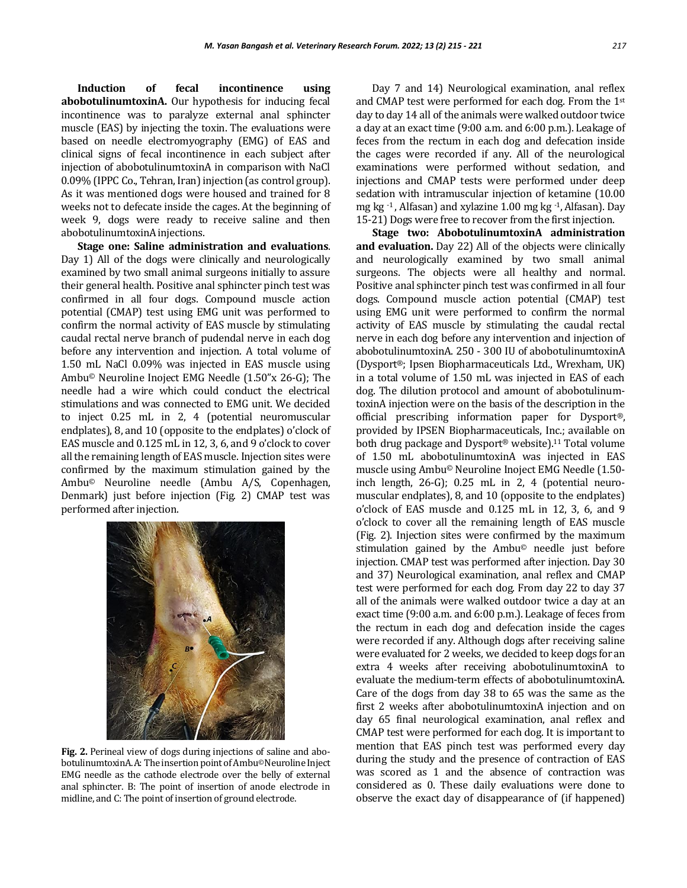**Induction of fecal incontinence using abobotulinumtoxinA.** Our hypothesis for inducing fecal incontinence was to paralyze external anal sphincter muscle (EAS) by injecting the toxin. The evaluations were based on needle electromyography (EMG) of EAS and clinical signs of fecal incontinence in each subject after injection of abobotulinumtoxinA in comparison with NaCl 0.09% (IPPC Co., Tehran, Iran) injection (as control group). As it was mentioned dogs were housed and trained for 8 weeks not to defecate inside the cages. At the beginning of week 9, dogs were ready to receive saline and then abobotulinumtoxinA injections.

**Stage one: Saline administration and evaluations**. Day 1) All of the dogs were clinically and neurologically examined by two small animal surgeons initially to assure their general health. Positive anal sphincter pinch test was confirmed in all four dogs. Compound muscle action potential (CMAP) test using EMG unit was performed to confirm the normal activity of EAS muscle by stimulating caudal rectal nerve branch of pudendal nerve in each dog before any intervention and injection. A total volume of 1.50 mL NaCl 0.09% was injected in EAS muscle using Ambu© Neuroline Inoject EMG Needle (1.50"x 26-G); The needle had a wire which could conduct the electrical stimulations and was connected to EMG unit. We decided to inject 0.25 mL in 2, 4 (potential neuromuscular endplates), 8, and 10 (opposite to the endplates) o'clock of EAS muscle and 0.125 mL in 12, 3, 6, and 9 o'clock to cover all the remaining length of EAS muscle. Injection sites were confirmed by the maximum stimulation gained by the Ambu© Neuroline needle (Ambu A/S, Copenhagen, Denmark) just before injection (Fig. 2) CMAP test was performed after injection.

**Fig. 2.** Perineal view of dogs during injections of saline and abobotulinumtoxinA. A: The insertion point of Ambu©Neuroline Inject EMG needle as the cathode electrode over the belly of external anal sphincter. B: The point of insertion of anode electrode in midline, and C: The point of insertion of ground electrode.

Day 7 and 14) Neurological examination, anal reflex and CMAP test were performed for each dog. From the 1st day to day 14 all of the animals were walked outdoor twice a day at an exact time (9:00 a.m. and 6:00 p.m.). Leakage of feces from the rectum in each dog and defecation inside the cages were recorded if any. All of the neurological examinations were performed without sedation, and injections and CMAP tests were performed under deep sedation with intramuscular injection of ketamine (10.00 mg kg $^{-1}$, Alfasan) and xylazine 1.00 mg kg $^{-1}$, Alfasan). Day 15-21) Dogs were free to recover from the first injection.

**Stage two: AbobotulinumtoxinA administration and evaluation.** Day 22) All of the objects were clinically and neurologically examined by two small animal surgeons. The objects were all healthy and normal. Positive anal sphincter pinch test was confirmed in all four dogs. Compound muscle action potential (CMAP) test using EMG unit were performed to confirm the normal activity of EAS muscle by stimulating the caudal rectal nerve in each dog before any intervention and injection of abobotulinumtoxinA. 250 - 300 IU of abobotulinumtoxinA (Dysport®; Ipsen Biopharmaceuticals Ltd., Wrexham, UK) in a total volume of 1.50 mL was injected in EAS of each dog. The dilution protocol and amount of abobotulinumtoxinA injection were on the basis of the description in the official prescribing information paper for Dysport®, provided by IPSEN Biopharmaceuticals, Inc.; available on both drug package and Dysport® website).[11] Total volume of 1.50 mL abobotulinumtoxinA was injected in EAS muscle using Ambu© Neuroline Inoject EMG Needle (1.50-inch length, 26-G); 0.25 mL in 2, 4 (potential neuromuscular endplates), 8, and 10 (opposite to the endplates) o'clock of EAS muscle and 0.125 mL in 12, 3, 6, and 9 o'clock to cover all the remaining length of EAS muscle (Fig. 2). Injection sites were confirmed by the maximum stimulation gained by the Ambu© needle just before injection. CMAP test was performed after injection. Day 30 and 37) Neurological examination, anal reflex and CMAP test were performed for each dog. From day 22 to day 37 all of the animals were walked outdoor twice a day at an exact time (9:00 a.m. and 6:00 p.m.). Leakage of feces from the rectum in each dog and defecation inside the cages were recorded if any. Although dogs after receiving saline were evaluated for 2 weeks, we decided to keep dogs for an extra 4 weeks after receiving abobotulinumtoxinA to evaluate the medium-term effects of abobotulinumtoxinA. Care of the dogs from day 38 to 65 was the same as the first 2 weeks after abobotulinumtoxinA injection and on day 65 final neurological examination, anal reflex and CMAP test were performed for each dog. It is important to mention that EAS pinch test was performed every day during the study and the presence of contraction of EAS was scored as 1 and the absence of contraction was considered as 0. These daily evaluations were done to observe the exact day of disappearance of (if happened)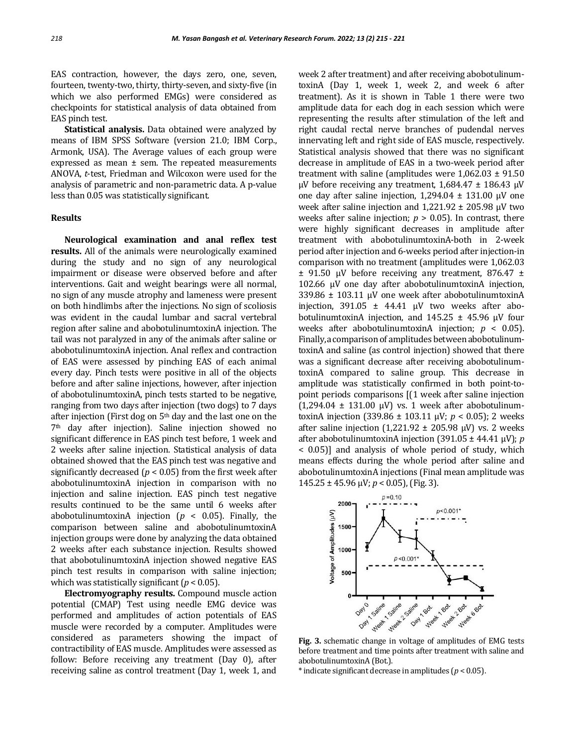EAS contraction, however, the days zero, one, seven, fourteen, twenty-two, thirty, thirty-seven, and sixty-five (in which we also performed EMGs) were considered as checkpoints for statistical analysis of data obtained from EAS pinch test.

**Statistical analysis.** Data obtained were analyzed by means of IBM SPSS Software (version 21.0; IBM Corp., Armonk, USA). The Average values of each group were expressed as mean ± sem. The repeated measurements ANOVA, *t*-test, Friedman and Wilcoxon were used for the analysis of parametric and non-parametric data. A p-value less than 0.05 was statistically significant.

## Results

**Neurological examination and anal reflex test results.** All of the animals were neurologically examined during the study and no sign of any neurological impairment or disease were observed before and after interventions. Gait and weight bearings were all normal, no sign of any muscle atrophy and lameness were present on both hindlimbs after the injections. No sign of scoliosis was evident in the caudal lumbar and sacral vertebral region after saline and abobotulinumtoxinA injection. The tail was not paralyzed in any of the animals after saline or abobotulinumtoxinA injection. Anal reflex and contraction of EAS were assessed by pinching EAS of each animal every day. Pinch tests were positive in all of the objects before and after saline injections, however, after injection of abobotulinumtoxinA, pinch tests started to be negative, ranging from two days after injection (two dogs) to 7 days after injection (First dog on 5th day and the last one on the 7th day after injection). Saline injection showed no significant difference in EAS pinch test before, 1 week and 2 weeks after saline injection. Statistical analysis of data obtained showed that the EAS pinch test was negative and significantly decreased ($p < 0.05$) from the first week after abobotulinumtoxinA injection in comparison with no injection and saline injection. EAS pinch test negative results continued to be the same until 6 weeks after abobotulinumtoxinA injection ($p < 0.05$). Finally, the comparison between saline and abobotulinumtoxinA injection groups were done by analyzing the data obtained 2 weeks after each substance injection. Results showed that abobotulinumtoxinA injection showed negative EAS pinch test results in comparison with saline injection; which was statistically significant ($p < 0.05$).

**Electromyography results.** Compound muscle action potential (CMAP) Test using needle EMG device was performed and amplitudes of action potentials of EAS muscle were recorded by a computer. Amplitudes were considered as parameters showing the impact of contractibility of EAS muscle. Amplitudes were assessed as follow: Before receiving any treatment (Day 0), after receiving saline as control treatment (Day 1, week 1, and week 2 after treatment) and after receiving abobotulinumtoxinA (Day 1, week 1, week 2, and week 6 after treatment). As it is shown in Table 1 there were two amplitude data for each dog in each session which were representing the results after stimulation of the left and right caudal rectal nerve branches of pudendal nerves innervating left and right side of EAS muscle, respectively. Statistical analysis showed that there was no significant decrease in amplitude of EAS in a two-week period after treatment with saline (amplitudes were 1,062.03 ± 91.50 μV before receiving any treatment, 1,684.47 ± 186.43 μV one day after saline injection, 1,294.04 ± 131.00 μV one week after saline injection and 1,221.92 ± 205.98 μV two weeks after saline injection; $p > 0.05$). In contrast, there were highly significant decreases in amplitude after treatment with abobotulinumtoxinA-both in 2-week period after injection and 6-weeks period after injection-in comparison with no treatment (amplitudes were 1,062.03 ± 91.50 μV before receiving any treatment, 876.47 ± 102.66 μV one day after abobotulinumtoxinA injection, 339.86 ± 103.11 μV one week after abobotulinumtoxinA injection, 391.05 ± 44.41 μV two weeks after abobotulinumtoxinA injection, and 145.25 ± 45.96 μV four weeks after abobotulinumtoxinA injection; $p < 0.05$). Finally, a comparison of amplitudes between abobotulinumtoxinA and saline (as control injection) showed that there was a significant decrease after receiving abobotulinumtoxinA compared to saline group. This decrease in amplitude was statistically confirmed in both point-to-point periods comparisons [(1 week after saline injection (1,294.04 ± 131.00 μV) vs. 1 week after abobotulinumtoxinA injection (339.86 ± 103.11 μV; $p < 0.05$); 2 weeks after saline injection (1,221.92 ± 205.98 μV) vs. 2 weeks after abobotulinumtoxinA injection (391.05 ± 44.41 μV); $p < 0.05$)] and analysis of whole period of study, which means effects during the whole period after saline and abobotulinumtoxinA injections (Final mean amplitude was 145.25 ± 45.96 μV; $p < 0.05$), (Fig. 3).

**Fig. 3.** schematic change in voltage of amplitudes of EMG tests before treatment and time points after treatment with saline and abobotulinumtoxinA (Bot.).

\* indicate significant decrease in amplitudes ($p < 0.05$).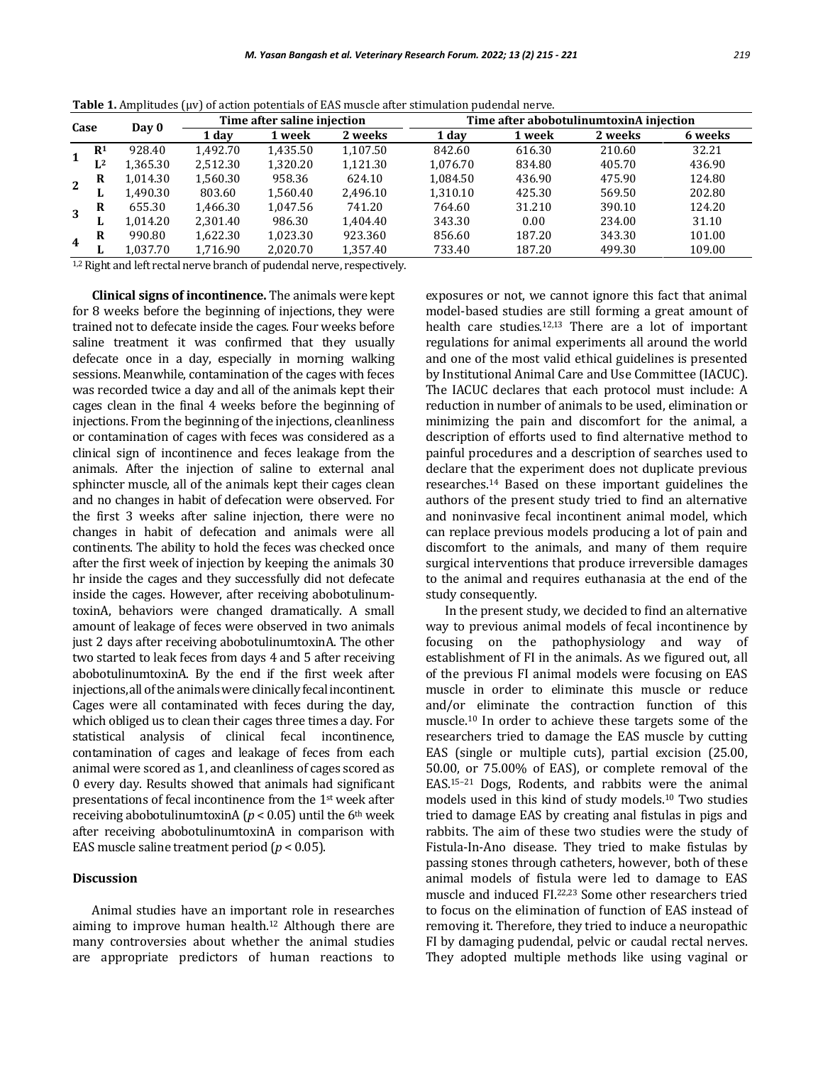**Table 1.** Amplitudes (μv) of action potentials of EAS muscle after stimulation pudendal nerve.

| Case | | Day 0 | Time after saline injection | | | Time after abobotulinumtoxinA injection | | | |
|---|---|---|---|---|---|---|---|---|---|
| | | | 1 day | 1 week | 2 weeks | 1 day | 1 week | 2 weeks | 6 weeks |
| 1 | R[1] | 928.40 | 1,492.70 | 1,435.50 | 1,107.50 | 842.60 | 616.30 | 210.60 | 32.21 |
| | L[2] | 1,365.30 | 2,512.30 | 1,320.20 | 1,121.30 | 1,076.70 | 834.80 | 405.70 | 436.90 |
| 2 | R | 1,014.30 | 1,560.30 | 958.36 | 624.10 | 1,084.50 | 436.90 | 475.90 | 124.80 |
| | L | 1,490.30 | 803.60 | 1,560.40 | 2,496.10 | 1,310.10 | 425.30 | 569.50 | 202.80 |
| 3 | R | 655.30 | 1,466.30 | 1,047.56 | 741.20 | 764.60 | 31.210 | 390.10 | 124.20 |
| | L | 1,014.20 | 2,301.40 | 986.30 | 1,404.40 | 343.30 | 0.00 | 234.00 | 31.10 |
| 4 | R | 990.80 | 1,622.30 | 1,023.30 | 923.360 | 856.60 | 187.20 | 343.30 | 101.00 |
| | L | 1,037.70 | 1,716.90 | 2,020.70 | 1,357.40 | 733.40 | 187.20 | 499.30 | 109.00 |

[1,2] Right and left rectal nerve branch of pudendal nerve, respectively.

**Clinical signs of incontinence.** The animals were kept for 8 weeks before the beginning of injections, they were trained not to defecate inside the cages. Four weeks before saline treatment it was confirmed that they usually defecate once in a day, especially in morning walking sessions. Meanwhile, contamination of the cages with feces was recorded twice a day and all of the animals kept their cages clean in the final 4 weeks before the beginning of injections. From the beginning of the injections, cleanliness or contamination of cages with feces was considered as a clinical sign of incontinence and feces leakage from the animals. After the injection of saline to external anal sphincter muscle, all of the animals kept their cages clean and no changes in habit of defecation were observed. For the first 3 weeks after saline injection, there were no changes in habit of defecation and animals were all continents. The ability to hold the feces was checked once after the first week of injection by keeping the animals 30 hr inside the cages and they successfully did not defecate inside the cages. However, after receiving abobotulinumtoxinA, behaviors were changed dramatically. A small amount of leakage of feces were observed in two animals just 2 days after receiving abobotulinumtoxinA. The other two started to leak feces from days 4 and 5 after receiving abobotulinumtoxinA. By the end if the first week after injections, all of the animals were clinically fecal incontinent. Cages were all contaminated with feces during the day, which obliged us to clean their cages three times a day. For statistical analysis of clinical fecal incontinence, contamination of cages and leakage of feces from each animal were scored as 1, and cleanliness of cages scored as 0 every day. Results showed that animals had significant presentations of fecal incontinence from the 1st week after receiving abobotulinumtoxinA ($p < 0.05$) until the 6th week after receiving abobotulinumtoxinA in comparison with EAS muscle saline treatment period ($p < 0.05$).

## Discussion

Animal studies have an important role in researches aiming to improve human health.[12] Although there are many controversies about whether the animal studies are appropriate predictors of human reactions to exposures or not, we cannot ignore this fact that animal model-based studies are still forming a great amount of health care studies.[12,13] There are a lot of important regulations for animal experiments all around the world and one of the most valid ethical guidelines is presented by Institutional Animal Care and Use Committee (IACUC). The IACUC declares that each protocol must include: A reduction in number of animals to be used, elimination or minimizing the pain and discomfort for the animal, a description of efforts used to find alternative method to painful procedures and a description of searches used to declare that the experiment does not duplicate previous researches.[14] Based on these important guidelines the authors of the present study tried to find an alternative and noninvasive fecal incontinent animal model, which can replace previous models producing a lot of pain and discomfort to the animals, and many of them require surgical interventions that produce irreversible damages to the animal and requires euthanasia at the end of the study consequently.

In the present study, we decided to find an alternative way to previous animal models of fecal incontinence by focusing on the pathophysiology and way of establishment of FI in the animals. As we figured out, all of the previous FI animal models were focusing on EAS muscle in order to eliminate this muscle or reduce and/or eliminate the contraction function of this muscle.[10] In order to achieve these targets some of the researchers tried to damage the EAS muscle by cutting EAS (single or multiple cuts), partial excision (25.00, 50.00, or 75.00% of EAS), or complete removal of the EAS.[15–21] Dogs, Rodents, and rabbits were the animal models used in this kind of study models.[10] Two studies tried to damage EAS by creating anal fistulas in pigs and rabbits. The aim of these two studies were the study of Fistula-In-Ano disease. They tried to make fistulas by passing stones through catheters, however, both of these animal models of fistula were led to damage to EAS muscle and induced FI.[22,23] Some other researchers tried to focus on the elimination of function of EAS instead of removing it. Therefore, they tried to induce a neuropathic FI by damaging pudendal, pelvic or caudal rectal nerves. They adopted multiple methods like using vaginal or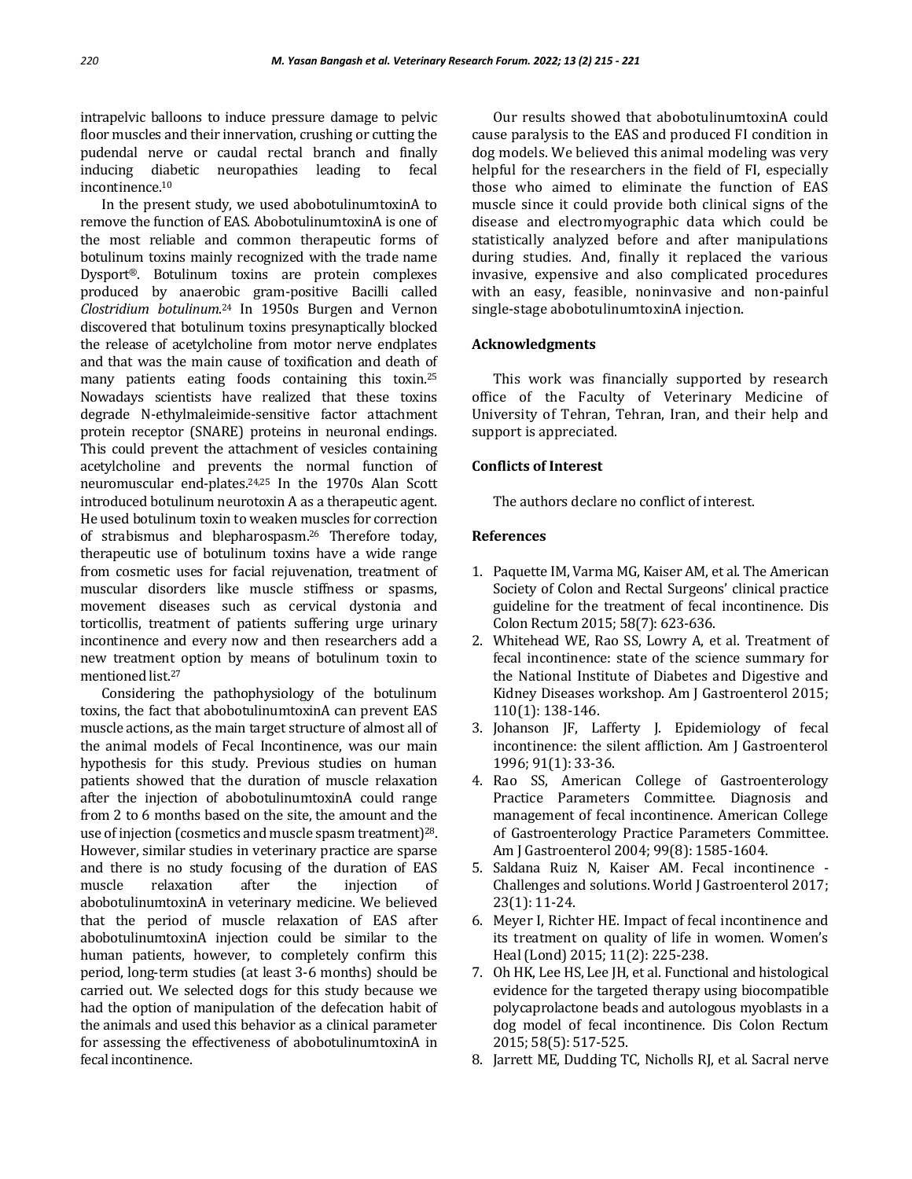intrapelvic balloons to induce pressure damage to pelvic floor muscles and their innervation, crushing or cutting the pudendal nerve or caudal rectal branch and finally inducing diabetic neuropathies leading to fecal incontinence.[10]

In the present study, we used abobotulinumtoxinA to remove the function of EAS. AbobotulinumtoxinA is one of the most reliable and common therapeutic forms of botulinum toxins mainly recognized with the trade name Dysport®. Botulinum toxins are protein complexes produced by anaerobic gram-positive Bacilli called *Clostridium botulinum*.[24] In 1950s Burgen and Vernon discovered that botulinum toxins presynaptically blocked the release of acetylcholine from motor nerve endplates and that was the main cause of toxification and death of many patients eating foods containing this toxin.[25] Nowadays scientists have realized that these toxins degrade N-ethylmaleimide-sensitive factor attachment protein receptor (SNARE) proteins in neuronal endings. This could prevent the attachment of vesicles containing acetylcholine and prevents the normal function of neuromuscular end-plates.[24,25] In the 1970s Alan Scott introduced botulinum neurotoxin A as a therapeutic agent. He used botulinum toxin to weaken muscles for correction of strabismus and blepharospasm.[26] Therefore today, therapeutic use of botulinum toxins have a wide range from cosmetic uses for facial rejuvenation, treatment of muscular disorders like muscle stiffness or spasms, movement diseases such as cervical dystonia and torticollis, treatment of patients suffering urge urinary incontinence and every now and then researchers add a new treatment option by means of botulinum toxin to mentioned list.[27]

Considering the pathophysiology of the botulinum toxins, the fact that abobotulinumtoxinA can prevent EAS muscle actions, as the main target structure of almost all of the animal models of Fecal Incontinence, was our main hypothesis for this study. Previous studies on human patients showed that the duration of muscle relaxation after the injection of abobotulinumtoxinA could range from 2 to 6 months based on the site, the amount and the use of injection (cosmetics and muscle spasm treatment)[28]. However, similar studies in veterinary practice are sparse and there is no study focusing of the duration of EAS muscle relaxation after the injection of abobotulinumtoxinA in veterinary medicine. We believed that the period of muscle relaxation of EAS after abobotulinumtoxinA injection could be similar to the human patients, however, to completely confirm this period, long-term studies (at least 3-6 months) should be carried out. We selected dogs for this study because we had the option of manipulation of the defecation habit of the animals and used this behavior as a clinical parameter for assessing the effectiveness of abobotulinumtoxinA in fecal incontinence.

Our results showed that abobotulinumtoxinA could cause paralysis to the EAS and produced FI condition in dog models. We believed this animal modeling was very helpful for the researchers in the field of FI, especially those who aimed to eliminate the function of EAS muscle since it could provide both clinical signs of the disease and electromyographic data which could be statistically analyzed before and after manipulations during studies. And, finally it replaced the various invasive, expensive and also complicated procedures with an easy, feasible, noninvasive and non-painful single-stage abobotulinumtoxinA injection.

## Acknowledgments

This work was financially supported by research office of the Faculty of Veterinary Medicine of University of Tehran, Tehran, Iran, and their help and support is appreciated.

## Conflicts of Interest

The authors declare no conflict of interest.

## References

1. Paquette IM, Varma MG, Kaiser AM, et al. The American Society of Colon and Rectal Surgeons' clinical practice guideline for the treatment of fecal incontinence. Dis Colon Rectum 2015; 58(7): 623-636.
2. Whitehead WE, Rao SS, Lowry A, et al. Treatment of fecal incontinence: state of the science summary for the National Institute of Diabetes and Digestive and Kidney Diseases workshop. Am J Gastroenterol 2015; 110(1): 138-146.
3. Johanson JF, Lafferty J. Epidemiology of fecal incontinence: the silent affliction. Am J Gastroenterol 1996; 91(1): 33-36.
4. Rao SS, American College of Gastroenterology Practice Parameters Committee. Diagnosis and management of fecal incontinence. American College of Gastroenterology Practice Parameters Committee. Am J Gastroenterol 2004; 99(8): 1585-1604.
5. Saldana Ruiz N, Kaiser AM. Fecal incontinence - Challenges and solutions. World J Gastroenterol 2017; 23(1): 11-24.
6. Meyer I, Richter HE. Impact of fecal incontinence and its treatment on quality of life in women. Women's Heal (Lond) 2015; 11(2): 225-238.
7. Oh HK, Lee HS, Lee JH, et al. Functional and histological evidence for the targeted therapy using biocompatible polycaprolactone beads and autologous myoblasts in a dog model of fecal incontinence. Dis Colon Rectum 2015; 58(5): 517-525.
8. Jarrett ME, Dudding TC, Nicholls RJ, et al. Sacral nerve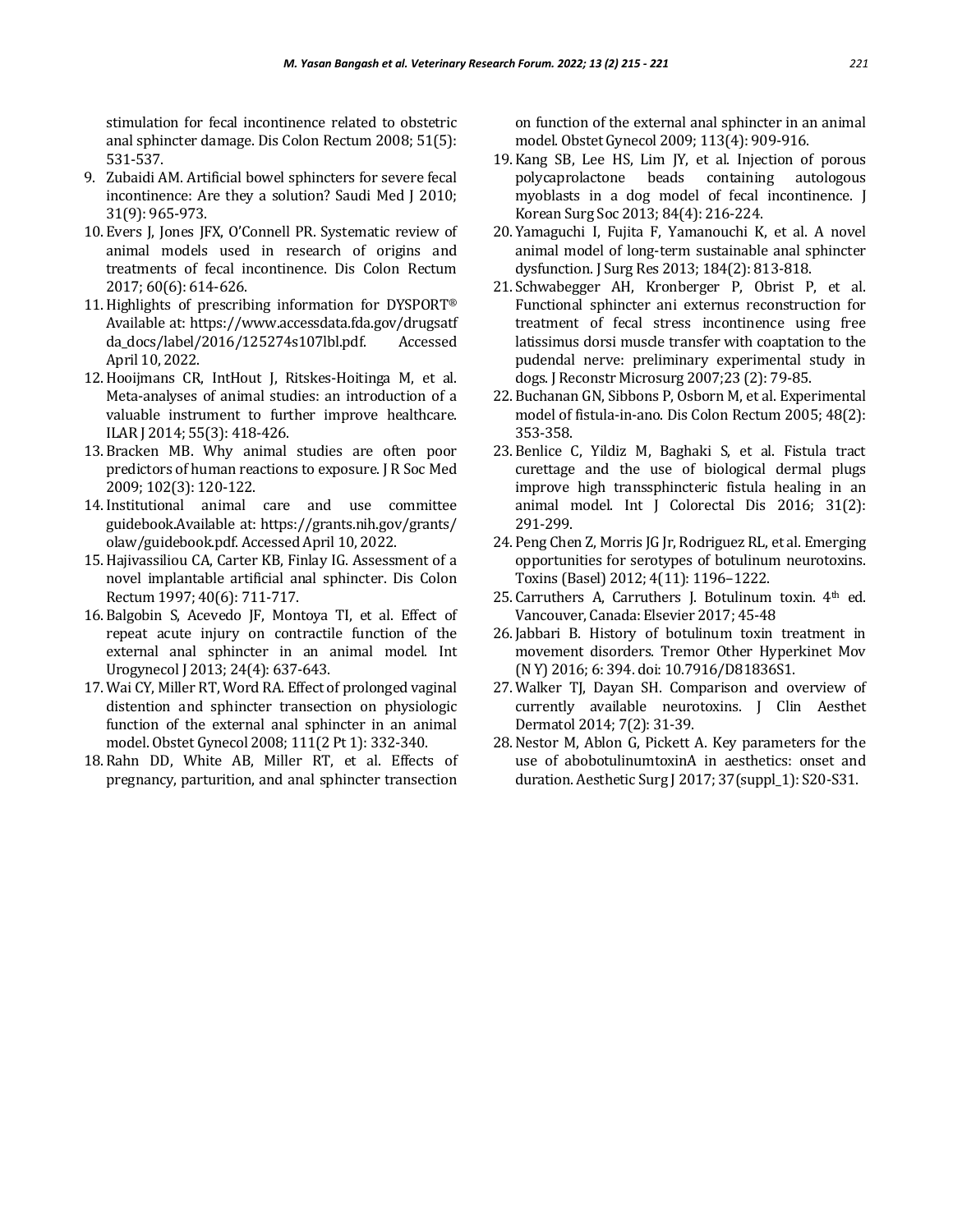stimulation for fecal incontinence related to obstetric anal sphincter damage. Dis Colon Rectum 2008; 51(5): 531-537.

9. Zubaidi AM. Artificial bowel sphincters for severe fecal incontinence: Are they a solution? Saudi Med J 2010; 31(9): 965-973.
10. Evers J, Jones JFX, O'Connell PR. Systematic review of animal models used in research of origins and treatments of fecal incontinence. Dis Colon Rectum 2017; 60(6): 614-626.
11. Highlights of prescribing information for DYSPORT® Available at: https://www.accessdata.fda.gov/drugsatfda_docs/label/2016/125274s107lbl.pdf. Accessed April 10, 2022.
12. Hooijmans CR, IntHout J, Ritskes-Hoitinga M, et al. Meta-analyses of animal studies: an introduction of a valuable instrument to further improve healthcare. ILAR J 2014; 55(3): 418-426.
13. Bracken MB. Why animal studies are often poor predictors of human reactions to exposure. J R Soc Med 2009; 102(3): 120-122.
14. Institutional animal care and use committee guidebook.Available at: https://grants.nih.gov/grants/olaw/guidebook.pdf. Accessed April 10, 2022.
15. Hajivassiliou CA, Carter KB, Finlay IG. Assessment of a novel implantable artificial anal sphincter. Dis Colon Rectum 1997; 40(6): 711-717.
16. Balgobin S, Acevedo JF, Montoya TI, et al. Effect of repeat acute injury on contractile function of the external anal sphincter in an animal model. Int Urogynecol J 2013; 24(4): 637-643.
17. Wai CY, Miller RT, Word RA. Effect of prolonged vaginal distention and sphincter transection on physiologic function of the external anal sphincter in an animal model. Obstet Gynecol 2008; 111(2 Pt 1): 332-340.
18. Rahn DD, White AB, Miller RT, et al. Effects of pregnancy, parturition, and anal sphincter transection on function of the external anal sphincter in an animal model. Obstet Gynecol 2009; 113(4): 909-916.
19. Kang SB, Lee HS, Lim JY, et al. Injection of porous polycaprolactone beads containing autologous myoblasts in a dog model of fecal incontinence. J Korean Surg Soc 2013; 84(4): 216-224.
20. Yamaguchi I, Fujita F, Yamanouchi K, et al. A novel animal model of long-term sustainable anal sphincter dysfunction. J Surg Res 2013; 184(2): 813-818.
21. Schwabegger AH, Kronberger P, Obrist P, et al. Functional sphincter ani externus reconstruction for treatment of fecal stress incontinence using free latissimus dorsi muscle transfer with coaptation to the pudendal nerve: preliminary experimental study in dogs. J Reconstr Microsurg 2007;23 (2): 79-85.
22. Buchanan GN, Sibbons P, Osborn M, et al. Experimental model of fistula-in-ano. Dis Colon Rectum 2005; 48(2): 353-358.
23. Benlice C, Yildiz M, Baghaki S, et al. Fistula tract curettage and the use of biological dermal plugs improve high transsphincteric fistula healing in an animal model. Int J Colorectal Dis 2016; 31(2): 291-299.
24. Peng Chen Z, Morris JG Jr, Rodriguez RL, et al. Emerging opportunities for serotypes of botulinum neurotoxins. Toxins (Basel) 2012; 4(11): 1196–1222.
25. Carruthers A, Carruthers J. Botulinum toxin. 4th ed. Vancouver, Canada: Elsevier 2017; 45-48
26. Jabbari B. History of botulinum toxin treatment in movement disorders. Tremor Other Hyperkinet Mov (N Y) 2016; 6: 394. doi: 10.7916/D81836S1.
27. Walker TJ, Dayan SH. Comparison and overview of currently available neurotoxins. J Clin Aesthet Dermatol 2014; 7(2): 31-39.
28. Nestor M, Ablon G, Pickett A. Key parameters for the use of abobotulinumtoxinA in aesthetics: onset and duration. Aesthetic Surg J 2017; 37(suppl_1): S20-S31.